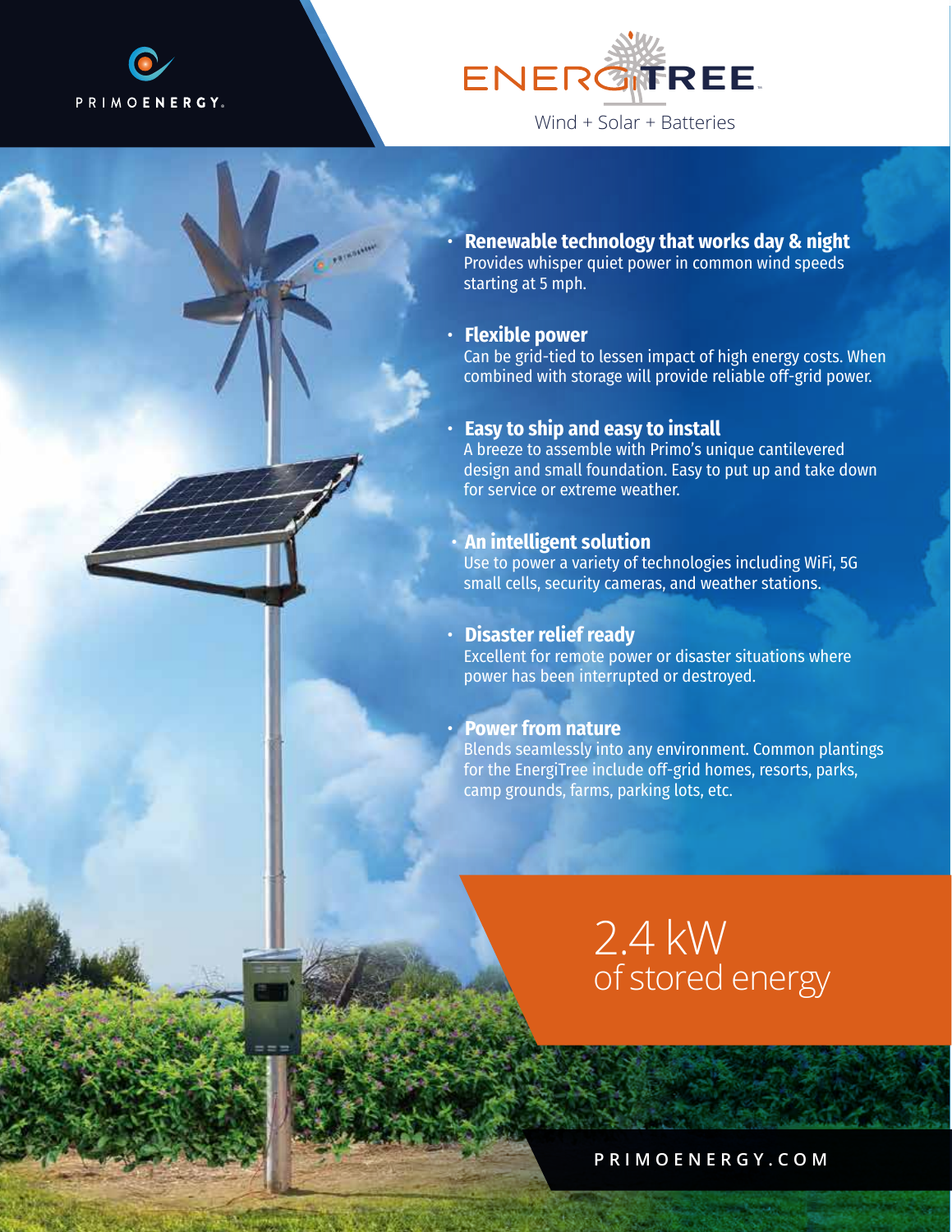PRIMOENERGY.

# ENERGITREE

Wind + Solar + Batteries

- **Renewable technology that works day & night**
  Provides whisper quiet power in common wind speeds starting at 5 mph.

- **Flexible power**
  Can be grid-tied to lessen impact of high energy costs. When combined with storage will provide reliable off-grid power.

- **Easy to ship and easy to install**
  A breeze to assemble with Primo's unique cantilevered design and small foundation. Easy to put up and take down for service or extreme weather.

- **An intelligent solution**
  Use to power a variety of technologies including WiFi, 5G small cells, security cameras, and weather stations.

- **Disaster relief ready**
  Excellent for remote power or disaster situations where power has been interrupted or destroyed.

- **Power from nature**
  Blends seamlessly into any environment. Common plantings for the EnergiTree include off-grid homes, resorts, parks, camp grounds, farms, parking lots, etc.

## 2.4 kW of stored energy

PRIMOENERGY.COM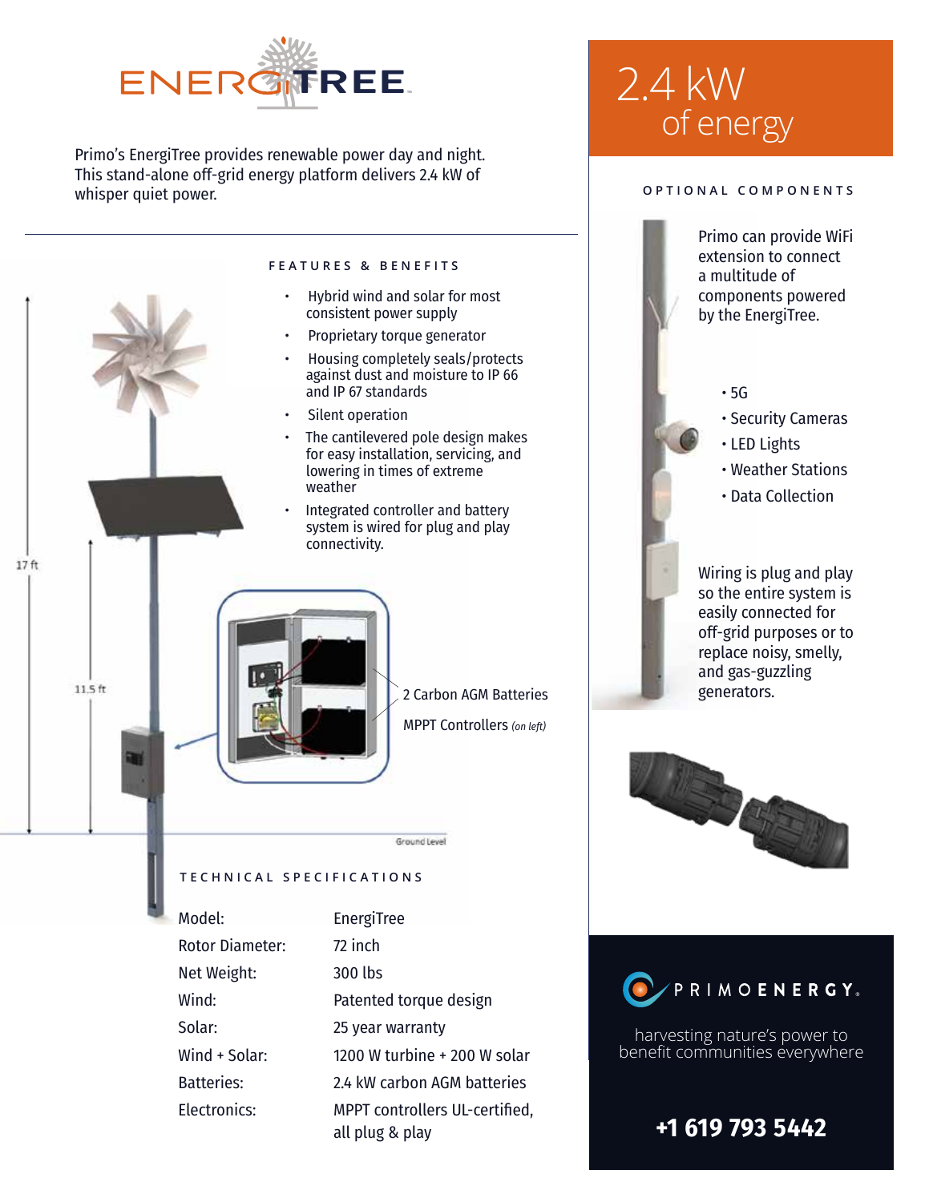# ENERGITREE

Primo's EnergiTree provides renewable power day and night. This stand-alone off-grid energy platform delivers 2.4 kW of whisper quiet power.

## FEATURES & BENEFITS

- Hybrid wind and solar for most consistent power supply
- Proprietary torque generator
- Housing completely seals/protects against dust and moisture to IP 66 and IP 67 standards
- Silent operation
- The cantilevered pole design makes for easy installation, servicing, and lowering in times of extreme weather
- Integrated controller and battery system is wired for plug and play connectivity.

17 ft

11.5 ft

2 Carbon AGM Batteries

MPPT Controllers *(on left)*

Ground Level

## TECHNICAL SPECIFICATIONS

| | |
|---|---|
| Model: | EnergiTree |
| Rotor Diameter: | 72 inch |
| Net Weight: | 300 lbs |
| Wind: | Patented torque design |
| Solar: | 25 year warranty |
| Wind + Solar: | 1200 W turbine + 200 W solar |
| Batteries: | 2.4 kW carbon AGM batteries |
| Electronics: | MPPT controllers UL-certified, all plug & play |

# 2.4 kW of energy

## OPTIONAL COMPONENTS

Primo can provide WiFi extension to connect a multitude of components powered by the EnergiTree.

- 5G
- Security Cameras
- LED Lights
- Weather Stations
- Data Collection

Wiring is plug and play so the entire system is easily connected for off-grid purposes or to replace noisy, smelly, and gas-guzzling generators.

PRIMOENERGY.

harvesting nature's power to benefit communities everywhere

**+1 619 793 5442**